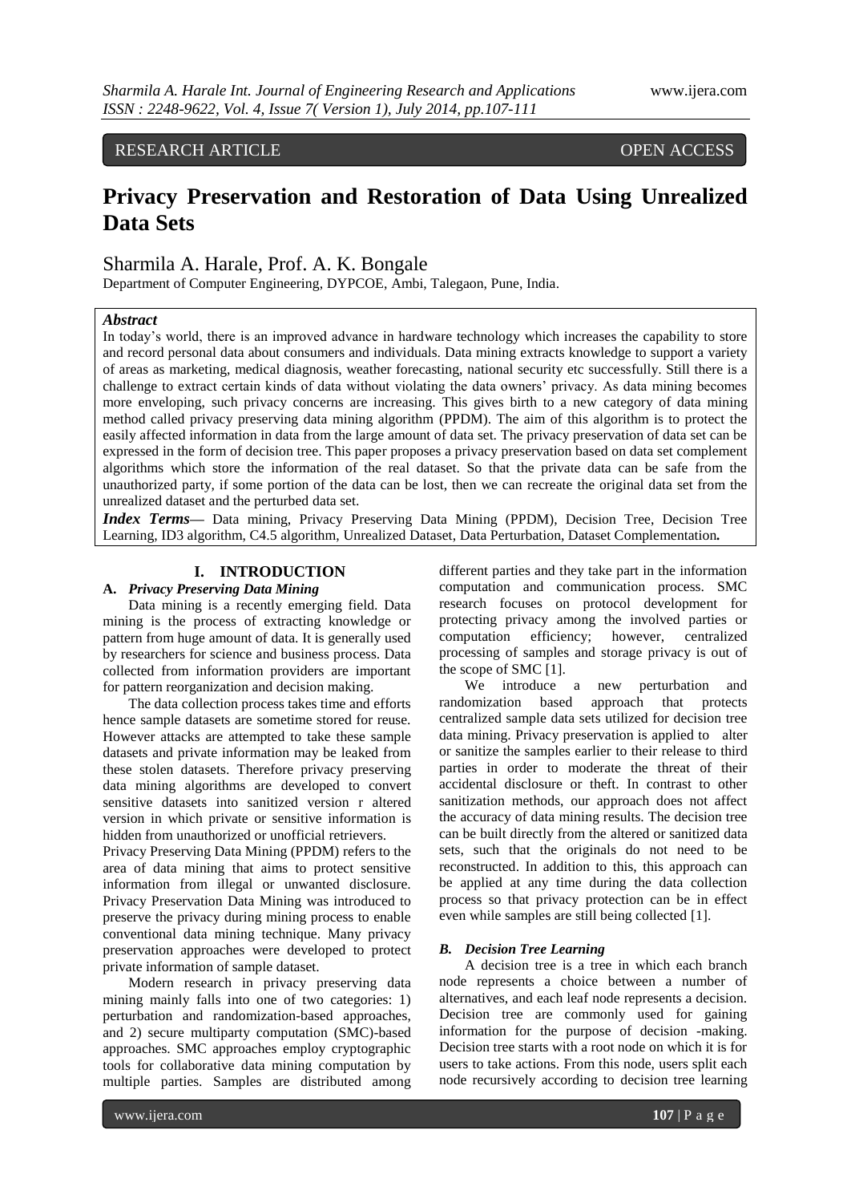RESEARCH ARTICLE OPEN ACCESS

# Privacy Preservation and Restoration of Data Using Unrealized Data Sets

Sharmila A. Harale, Prof. A. K. Bongale

Department of Computer Engineering, DYPCOE, Ambi, Talegaon, Pune, India.

### *Abstract*

In today's world, there is an improved advance in hardware technology which increases the capability to store and record personal data about consumers and individuals. Data mining extracts knowledge to support a variety of areas as marketing, medical diagnosis, weather forecasting, national security etc successfully. Still there is a challenge to extract certain kinds of data without violating the data owners' privacy. As data mining becomes more enveloping, such privacy concerns are increasing. This gives birth to a new category of data mining method called privacy preserving data mining algorithm (PPDM). The aim of this algorithm is to protect the easily affected information in data from the large amount of data set. The privacy preservation of data set can be expressed in the form of decision tree. This paper proposes a privacy preservation based on data set complement algorithms which store the information of the real dataset. So that the private data can be safe from the unauthorized party, if some portion of the data can be lost, then we can recreate the original data set from the unrealized dataset and the perturbed data set.

***Index Terms*****—** Data mining, Privacy Preserving Data Mining (PPDM), Decision Tree, Decision Tree Learning, ID3 algorithm, C4.5 algorithm, Unrealized Dataset, Data Perturbation, Dataset Complementation**.**

## I. INTRODUCTION

### A. *Privacy Preserving Data Mining*

Data mining is a recently emerging field. Data mining is the process of extracting knowledge or pattern from huge amount of data. It is generally used by researchers for science and business process. Data collected from information providers are important for pattern reorganization and decision making.

The data collection process takes time and efforts hence sample datasets are sometime stored for reuse. However attacks are attempted to take these sample datasets and private information may be leaked from these stolen datasets. Therefore privacy preserving data mining algorithms are developed to convert sensitive datasets into sanitized version r altered version in which private or sensitive information is hidden from unauthorized or unofficial retrievers.

Privacy Preserving Data Mining (PPDM) refers to the area of data mining that aims to protect sensitive information from illegal or unwanted disclosure. Privacy Preservation Data Mining was introduced to preserve the privacy during mining process to enable conventional data mining technique. Many privacy preservation approaches were developed to protect private information of sample dataset.

Modern research in privacy preserving data mining mainly falls into one of two categories: 1) perturbation and randomization-based approaches, and 2) secure multiparty computation (SMC)-based approaches. SMC approaches employ cryptographic tools for collaborative data mining computation by multiple parties. Samples are distributed among different parties and they take part in the information computation and communication process. SMC research focuses on protocol development for protecting privacy among the involved parties or computation efficiency; however, centralized processing of samples and storage privacy is out of the scope of SMC [1].

We introduce a new perturbation and randomization based approach that protects centralized sample data sets utilized for decision tree data mining. Privacy preservation is applied to alter or sanitize the samples earlier to their release to third parties in order to moderate the threat of their accidental disclosure or theft. In contrast to other sanitization methods, our approach does not affect the accuracy of data mining results. The decision tree can be built directly from the altered or sanitized data sets, such that the originals do not need to be reconstructed. In addition to this, this approach can be applied at any time during the data collection process so that privacy protection can be in effect even while samples are still being collected [1].

### *B. Decision Tree Learning*

A decision tree is a tree in which each branch node represents a choice between a number of alternatives, and each leaf node represents a decision. Decision tree are commonly used for gaining information for the purpose of decision -making. Decision tree starts with a root node on which it is for users to take actions. From this node, users split each node recursively according to decision tree learning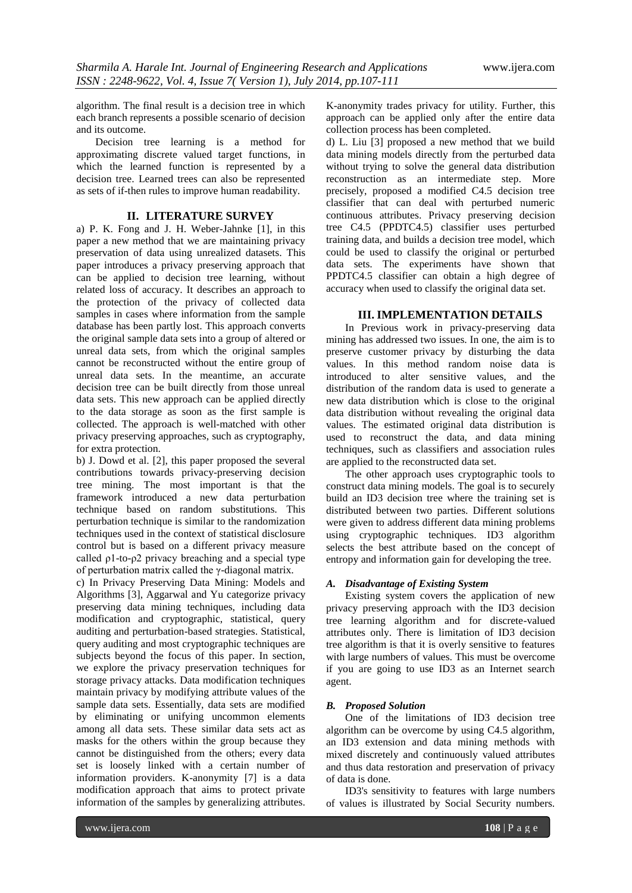algorithm. The final result is a decision tree in which each branch represents a possible scenario of decision and its outcome.

Decision tree learning is a method for approximating discrete valued target functions, in which the learned function is represented by a decision tree. Learned trees can also be represented as sets of if-then rules to improve human readability.

## II. LITERATURE SURVEY

a) P. K. Fong and J. H. Weber-Jahnke [1], in this paper a new method that we are maintaining privacy preservation of data using unrealized datasets. This paper introduces a privacy preserving approach that can be applied to decision tree learning, without related loss of accuracy. It describes an approach to the protection of the privacy of collected data samples in cases where information from the sample database has been partly lost. This approach converts the original sample data sets into a group of altered or unreal data sets, from which the original samples cannot be reconstructed without the entire group of unreal data sets. In the meantime, an accurate decision tree can be built directly from those unreal data sets. This new approach can be applied directly to the data storage as soon as the first sample is collected. The approach is well-matched with other privacy preserving approaches, such as cryptography, for extra protection.

b) J. Dowd et al. [2], this paper proposed the several contributions towards privacy-preserving decision tree mining. The most important is that the framework introduced a new data perturbation technique based on random substitutions. This perturbation technique is similar to the randomization techniques used in the context of statistical disclosure control but is based on a different privacy measure called $\rho1$-to-$\rho2$ privacy breaching and a special type of perturbation matrix called the $\gamma$-diagonal matrix.

c) In Privacy Preserving Data Mining: Models and Algorithms [3], Aggarwal and Yu categorize privacy preserving data mining techniques, including data modification and cryptographic, statistical, query auditing and perturbation-based strategies. Statistical, query auditing and most cryptographic techniques are subjects beyond the focus of this paper. In section, we explore the privacy preservation techniques for storage privacy attacks. Data modification techniques maintain privacy by modifying attribute values of the sample data sets. Essentially, data sets are modified by eliminating or unifying uncommon elements among all data sets. These similar data sets act as masks for the others within the group because they cannot be distinguished from the others; every data set is loosely linked with a certain number of information providers. K-anonymity [7] is a data modification approach that aims to protect private information of the samples by generalizing attributes. K-anonymity trades privacy for utility. Further, this approach can be applied only after the entire data collection process has been completed.

d) L. Liu [3] proposed a new method that we build data mining models directly from the perturbed data without trying to solve the general data distribution reconstruction as an intermediate step. More precisely, proposed a modified C4.5 decision tree classifier that can deal with perturbed numeric continuous attributes. Privacy preserving decision tree C4.5 (PPDTC4.5) classifier uses perturbed training data, and builds a decision tree model, which could be used to classify the original or perturbed data sets. The experiments have shown that PPDTC4.5 classifier can obtain a high degree of accuracy when used to classify the original data set.

## III. IMPLEMENTATION DETAILS

In Previous work in privacy-preserving data mining has addressed two issues. In one, the aim is to preserve customer privacy by disturbing the data values. In this method random noise data is introduced to alter sensitive values, and the distribution of the random data is used to generate a new data distribution which is close to the original data distribution without revealing the original data values. The estimated original data distribution is used to reconstruct the data, and data mining techniques, such as classifiers and association rules are applied to the reconstructed data set.

The other approach uses cryptographic tools to construct data mining models. The goal is to securely build an ID3 decision tree where the training set is distributed between two parties. Different solutions were given to address different data mining problems using cryptographic techniques. ID3 algorithm selects the best attribute based on the concept of entropy and information gain for developing the tree.

### *A. Disadvantage of Existing System*

Existing system covers the application of new privacy preserving approach with the ID3 decision tree learning algorithm and for discrete-valued attributes only. There is limitation of ID3 decision tree algorithm is that it is overly sensitive to features with large numbers of values. This must be overcome if you are going to use ID3 as an Internet search agent.

### *B. Proposed Solution*

One of the limitations of ID3 decision tree algorithm can be overcome by using C4.5 algorithm, an ID3 extension and data mining methods with mixed discretely and continuously valued attributes and thus data restoration and preservation of privacy of data is done.

ID3's sensitivity to features with large numbers of values is illustrated by Social Security numbers.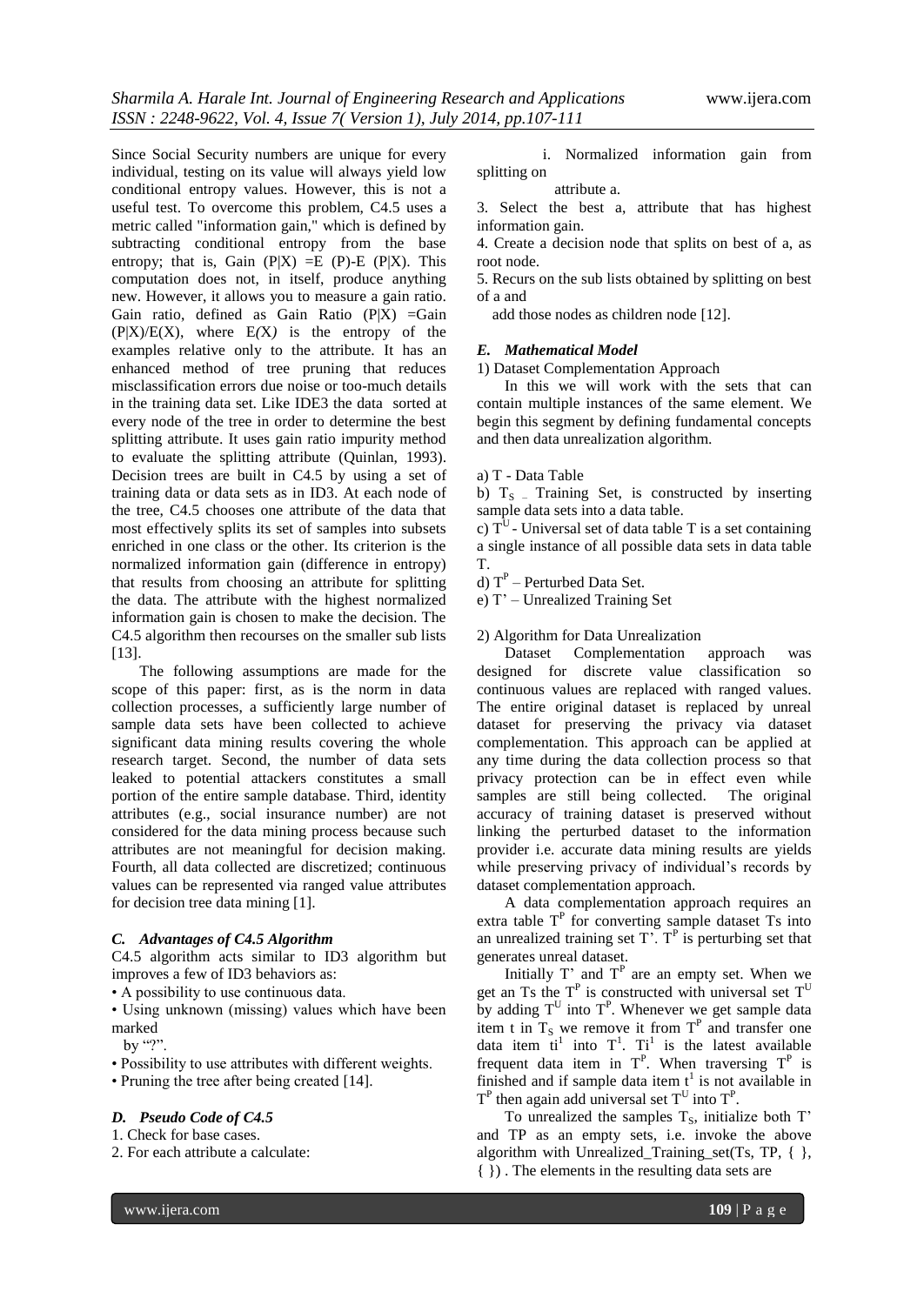Since Social Security numbers are unique for every individual, testing on its value will always yield low conditional entropy values. However, this is not a useful test. To overcome this problem, C4.5 uses a metric called "information gain," which is defined by subtracting conditional entropy from the base entropy; that is, Gain (P|X) =E (P)-E (P|X). This computation does not, in itself, produce anything new. However, it allows you to measure a gain ratio. Gain ratio, defined as Gain Ratio (P|X) =Gain (P|X)/E(X), where E*(X)* is the entropy of the examples relative only to the attribute. It has an enhanced method of tree pruning that reduces misclassification errors due noise or too-much details in the training data set. Like IDE3 the data sorted at every node of the tree in order to determine the best splitting attribute. It uses gain ratio impurity method to evaluate the splitting attribute (Quinlan, 1993). Decision trees are built in C4.5 by using a set of training data or data sets as in ID3. At each node of the tree, C4.5 chooses one attribute of the data that most effectively splits its set of samples into subsets enriched in one class or the other. Its criterion is the normalized information gain (difference in entropy) that results from choosing an attribute for splitting the data. The attribute with the highest normalized information gain is chosen to make the decision. The C4.5 algorithm then recourses on the smaller sub lists [13].

The following assumptions are made for the scope of this paper: first, as is the norm in data collection processes, a sufficiently large number of sample data sets have been collected to achieve significant data mining results covering the whole research target. Second, the number of data sets leaked to potential attackers constitutes a small portion of the entire sample database. Third, identity attributes (e.g., social insurance number) are not considered for the data mining process because such attributes are not meaningful for decision making. Fourth, all data collected are discretized; continuous values can be represented via ranged value attributes for decision tree data mining [1].

### *C. Advantages of C4.5 Algorithm*

C4.5 algorithm acts similar to ID3 algorithm but improves a few of ID3 behaviors as:

- A possibility to use continuous data.
- Using unknown (missing) values which have been marked by "?".
- Possibility to use attributes with different weights.
- Pruning the tree after being created [14].

### *D. Pseudo Code of C4.5*

1. Check for base cases.
2. For each attribute a calculate:
   i. Normalized information gain from splitting on attribute a.
3. Select the best a, attribute that has highest information gain.
4. Create a decision node that splits on best of a, as root node.
5. Recurs on the sub lists obtained by splitting on best of a and add those nodes as children node [12].

### *E. Mathematical Model*

1) Dataset Complementation Approach

In this we will work with the sets that can contain multiple instances of the same element. We begin this segment by defining fundamental concepts and then data unrealization algorithm.

a) T - Data Table

b) $T_S$ _ Training Set, is constructed by inserting sample data sets into a data table.

c) $T^U$ - Universal set of data table T is a set containing a single instance of all possible data sets in data table T.

d) $T^P$ – Perturbed Data Set.

e) T' – Unrealized Training Set

2) Algorithm for Data Unrealization

Dataset Complementation approach was designed for discrete value classification so continuous values are replaced with ranged values. The entire original dataset is replaced by unreal dataset for preserving the privacy via dataset complementation. This approach can be applied at any time during the data collection process so that privacy protection can be in effect even while samples are still being collected. The original accuracy of training dataset is preserved without linking the perturbed dataset to the information provider i.e. accurate data mining results are yields while preserving privacy of individual's records by dataset complementation approach.

A data complementation approach requires an extra table $T^P$ for converting sample dataset Ts into an unrealized training set T'. $T^P$ is perturbing set that generates unreal dataset.

Initially T' and $T^P$ are an empty set. When we get an Ts the $T^P$ is constructed with universal set $T^U$ by adding $T^U$ into $T^P$. Whenever we get sample data item t in $T_S$ we remove it from $T^P$ and transfer one data item $ti^1$ into $T^1$. $Ti^1$ is the latest available frequent data item in $T^P$. When traversing $T^P$ is finished and if sample data item $t^1$ is not available in $T^P$ then again add universal set $T^U$ into $T^P$.

To unrealized the samples $T_S$, initialize both T' and TP as an empty sets, i.e. invoke the above algorithm with Unrealized_Training_set(Ts, TP, { }, { }) . The elements in the resulting data sets are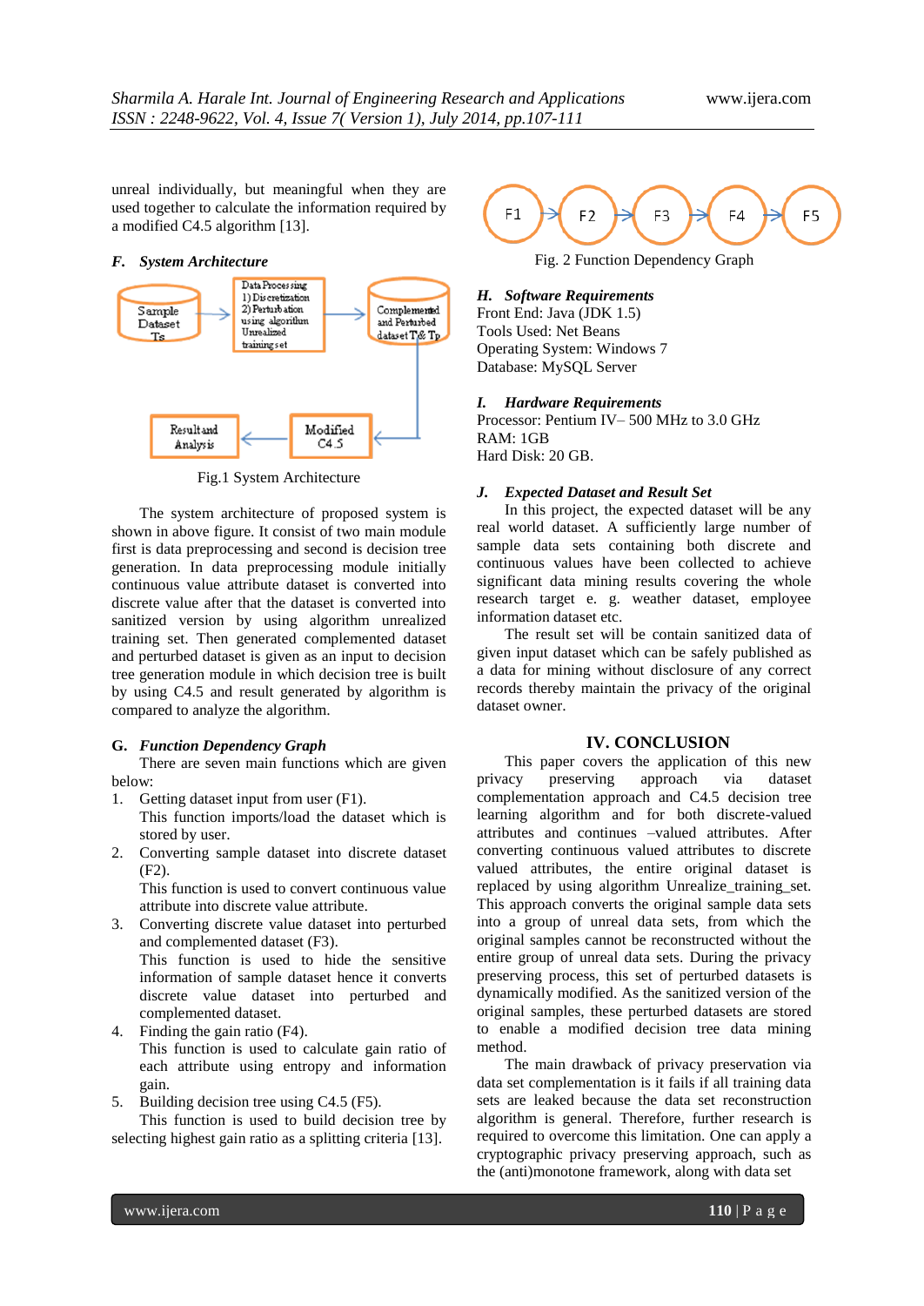unreal individually, but meaningful when they are used together to calculate the information required by a modified C4.5 algorithm [13].

### *F. System Architecture*

Fig.1 System Architecture

The system architecture of proposed system is shown in above figure. It consist of two main module first is data preprocessing and second is decision tree generation. In data preprocessing module initially continuous value attribute dataset is converted into discrete value after that the dataset is converted into sanitized version by using algorithm unrealized training set. Then generated complemented dataset and perturbed dataset is given as an input to decision tree generation module in which decision tree is built by using C4.5 and result generated by algorithm is compared to analyze the algorithm.

### *G. Function Dependency Graph*

There are seven main functions which are given below:

1. Getting dataset input from user (F1).
   This function imports/load the dataset which is stored by user.
2. Converting sample dataset into discrete dataset (F2).
   This function is used to convert continuous value attribute into discrete value attribute.
3. Converting discrete value dataset into perturbed and complemented dataset (F3).
   This function is used to hide the sensitive information of sample dataset hence it converts discrete value dataset into perturbed and complemented dataset.
4. Finding the gain ratio (F4).
   This function is used to calculate gain ratio of each attribute using entropy and information gain.
5. Building decision tree using C4.5 (F5).
   This function is used to build decision tree by selecting highest gain ratio as a splitting criteria [13].

Fig. 2 Function Dependency Graph

### *H. Software Requirements*

Front End: Java (JDK 1.5)
Tools Used: Net Beans
Operating System: Windows 7
Database: MySQL Server

### *I. Hardware Requirements*

Processor: Pentium IV– 500 MHz to 3.0 GHz
RAM: 1GB
Hard Disk: 20 GB.

### *J. Expected Dataset and Result Set*

In this project, the expected dataset will be any real world dataset. A sufficiently large number of sample data sets containing both discrete and continuous values have been collected to achieve significant data mining results covering the whole research target e. g. weather dataset, employee information dataset etc.

The result set will be contain sanitized data of given input dataset which can be safely published as a data for mining without disclosure of any correct records thereby maintain the privacy of the original dataset owner.

## IV. CONCLUSION

This paper covers the application of this new privacy preserving approach via dataset complementation approach and C4.5 decision tree learning algorithm and for both discrete-valued attributes and continues –valued attributes. After converting continuous valued attributes to discrete valued attributes, the entire original dataset is replaced by using algorithm Unrealize_training_set. This approach converts the original sample data sets into a group of unreal data sets, from which the original samples cannot be reconstructed without the entire group of unreal data sets. During the privacy preserving process, this set of perturbed datasets is dynamically modified. As the sanitized version of the original samples, these perturbed datasets are stored to enable a modified decision tree data mining method.

The main drawback of privacy preservation via data set complementation is it fails if all training data sets are leaked because the data set reconstruction algorithm is general. Therefore, further research is required to overcome this limitation. One can apply a cryptographic privacy preserving approach, such as the (anti)monotone framework, along with data set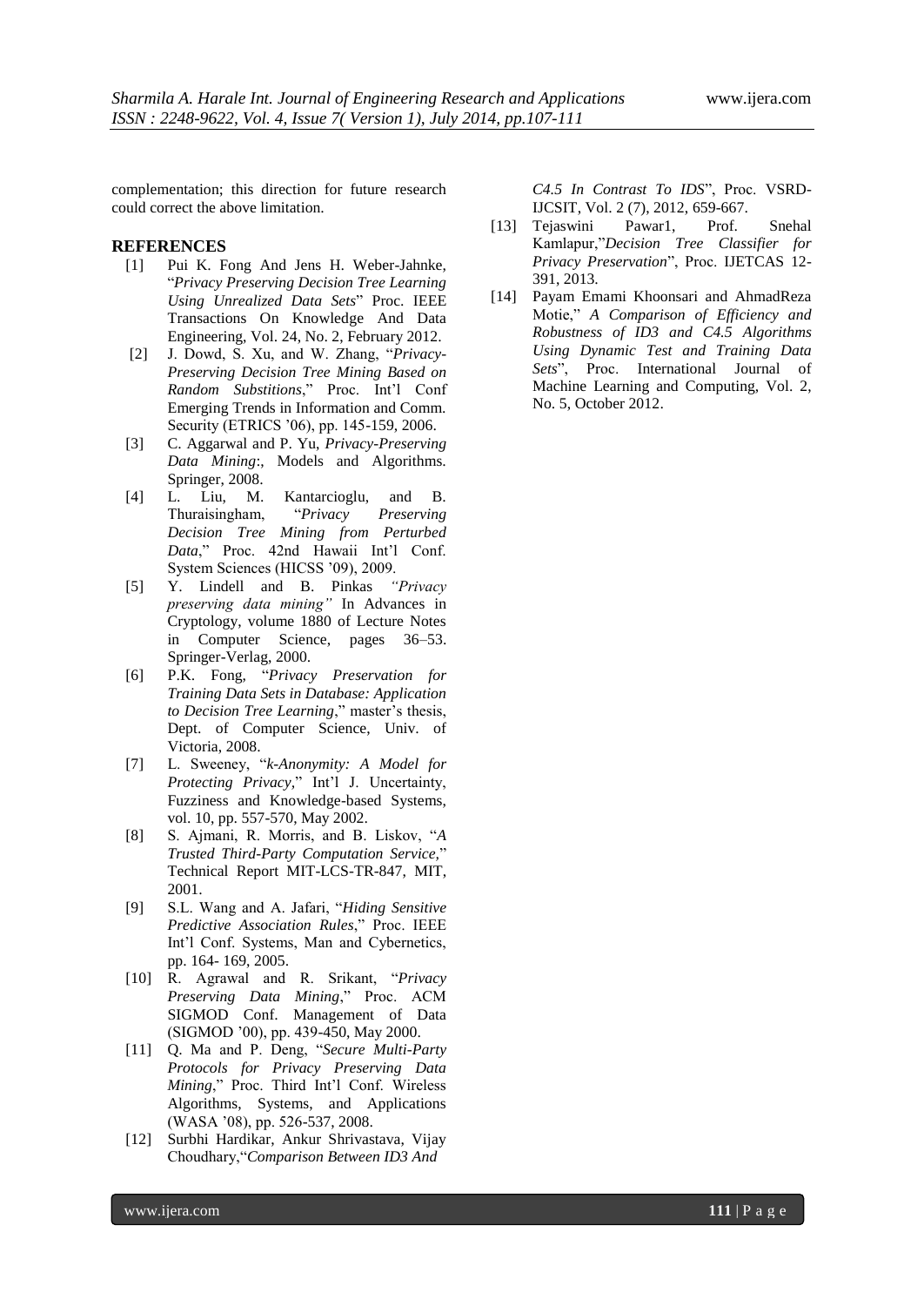complementation; this direction for future research could correct the above limitation.

## REFERENCES

[1] Pui K. Fong And Jens H. Weber-Jahnke, "*Privacy Preserving Decision Tree Learning Using Unrealized Data Sets*" Proc. IEEE Transactions On Knowledge And Data Engineering, Vol. 24, No. 2, February 2012.

[2] J. Dowd, S. Xu, and W. Zhang, "*Privacy-Preserving Decision Tree Mining Based on Random Substitions*," Proc. Int'l Conf Emerging Trends in Information and Comm. Security (ETRICS '06), pp. 145-159, 2006.

[3] C. Aggarwal and P. Yu, *Privacy-Preserving Data Mining*:, Models and Algorithms. Springer, 2008.

[4] L. Liu, M. Kantarcioglu, and B. Thuraisingham, "*Privacy Preserving Decision Tree Mining from Perturbed Data*," Proc. 42nd Hawaii Int'l Conf. System Sciences (HICSS '09), 2009.

[5] Y. Lindell and B. Pinkas *"Privacy preserving data mining"* In Advances in Cryptology, volume 1880 of Lecture Notes in Computer Science, pages 36–53. Springer-Verlag, 2000.

[6] P.K. Fong, "*Privacy Preservation for Training Data Sets in Database: Application to Decision Tree Learning*," master's thesis, Dept. of Computer Science, Univ. of Victoria, 2008.

[7] L. Sweeney, "*k-Anonymity: A Model for Protecting Privacy*," Int'l J. Uncertainty, Fuzziness and Knowledge-based Systems, vol. 10, pp. 557-570, May 2002.

[8] S. Ajmani, R. Morris, and B. Liskov, "*A Trusted Third-Party Computation Service*," Technical Report MIT-LCS-TR-847, MIT, 2001.

[9] S.L. Wang and A. Jafari, "*Hiding Sensitive Predictive Association Rules*," Proc. IEEE Int'l Conf. Systems, Man and Cybernetics, pp. 164- 169, 2005.

[10] R. Agrawal and R. Srikant, "*Privacy Preserving Data Mining*," Proc. ACM SIGMOD Conf. Management of Data (SIGMOD '00), pp. 439-450, May 2000.

[11] Q. Ma and P. Deng, "*Secure Multi-Party Protocols for Privacy Preserving Data Mining*," Proc. Third Int'l Conf. Wireless Algorithms, Systems, and Applications (WASA '08), pp. 526-537, 2008.

[12] Surbhi Hardikar, Ankur Shrivastava, Vijay Choudhary,"*Comparison Between ID3 And C4.5 In Contrast To IDS*", Proc. VSRD-IJCSIT, Vol. 2 (7), 2012, 659-667.

[13] Tejaswini Pawar1, Prof. Snehal Kamlapur,"*Decision Tree Classifier for Privacy Preservation*", Proc. IJETCAS 12-391, 2013.

[14] Payam Emami Khoonsari and AhmadReza Motie," *A Comparison of Efficiency and Robustness of ID3 and C4.5 Algorithms Using Dynamic Test and Training Data Sets*", Proc. International Journal of Machine Learning and Computing, Vol. 2, No. 5, October 2012.